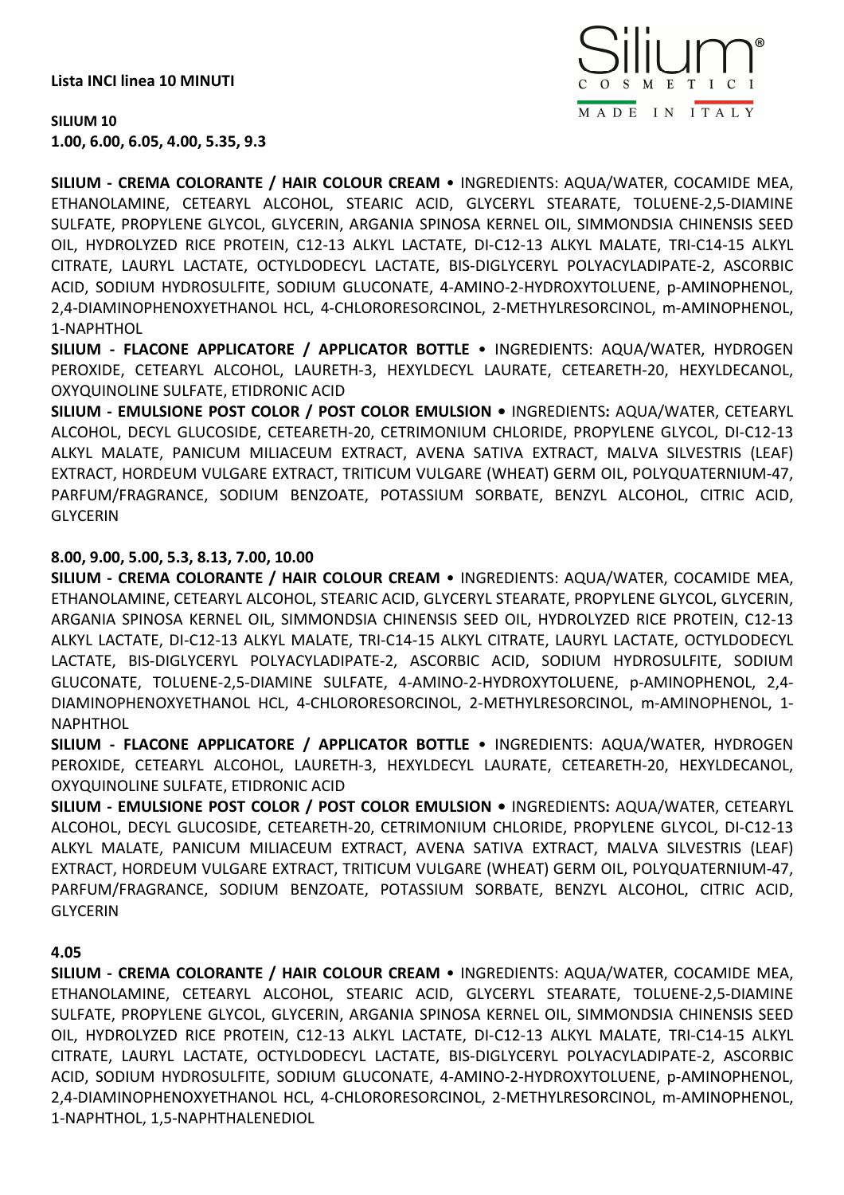**Lista INCI linea 10 MINUTI**

Silium® COSMETICI MADE IN ITALY

**SILIUM 10**
**1.00, 6.00, 6.05, 4.00, 5.35, 9.3**

**SILIUM - CREMA COLORANTE / HAIR COLOUR CREAM** • INGREDIENTS: AQUA/WATER, COCAMIDE MEA, ETHANOLAMINE, CETEARYL ALCOHOL, STEARIC ACID, GLYCERYL STEARATE, TOLUENE-2,5-DIAMINE SULFATE, PROPYLENE GLYCOL, GLYCERIN, ARGANIA SPINOSA KERNEL OIL, SIMMONDSIA CHINENSIS SEED OIL, HYDROLYZED RICE PROTEIN, C12-13 ALKYL LACTATE, DI-C12-13 ALKYL MALATE, TRI-C14-15 ALKYL CITRATE, LAURYL LACTATE, OCTYLDODECYL LACTATE, BIS-DIGLYCERYL POLYACYLADIPATE-2, ASCORBIC ACID, SODIUM HYDROSULFITE, SODIUM GLUCONATE, 4-AMINO-2-HYDROXYTOLUENE, p-AMINOPHENOL, 2,4-DIAMINOPHENOXYETHANOL HCL, 4-CHLORORESORCINOL, 2-METHYLRESORCINOL, m-AMINOPHENOL, 1-NAPHTHOL

**SILIUM - FLACONE APPLICATORE / APPLICATOR BOTTLE** • INGREDIENTS: AQUA/WATER, HYDROGEN PEROXIDE, CETEARYL ALCOHOL, LAURETH-3, HEXYLDECYL LAURATE, CETEARETH-20, HEXYLDECANOL, OXYQUINOLINE SULFATE, ETIDRONIC ACID

**SILIUM - EMULSIONE POST COLOR / POST COLOR EMULSION •** INGREDIENTS**:** AQUA/WATER, CETEARYL ALCOHOL, DECYL GLUCOSIDE, CETEARETH-20, CETRIMONIUM CHLORIDE, PROPYLENE GLYCOL, DI-C12-13 ALKYL MALATE, PANICUM MILIACEUM EXTRACT, AVENA SATIVA EXTRACT, MALVA SILVESTRIS (LEAF) EXTRACT, HORDEUM VULGARE EXTRACT, TRITICUM VULGARE (WHEAT) GERM OIL, POLYQUATERNIUM-47, PARFUM/FRAGRANCE, SODIUM BENZOATE, POTASSIUM SORBATE, BENZYL ALCOHOL, CITRIC ACID, GLYCERIN

**8.00, 9.00, 5.00, 5.3, 8.13, 7.00, 10.00**

**SILIUM - CREMA COLORANTE / HAIR COLOUR CREAM** • INGREDIENTS: AQUA/WATER, COCAMIDE MEA, ETHANOLAMINE, CETEARYL ALCOHOL, STEARIC ACID, GLYCERYL STEARATE, PROPYLENE GLYCOL, GLYCERIN, ARGANIA SPINOSA KERNEL OIL, SIMMONDSIA CHINENSIS SEED OIL, HYDROLYZED RICE PROTEIN, C12-13 ALKYL LACTATE, DI-C12-13 ALKYL MALATE, TRI-C14-15 ALKYL CITRATE, LAURYL LACTATE, OCTYLDODECYL LACTATE, BIS-DIGLYCERYL POLYACYLADIPATE-2, ASCORBIC ACID, SODIUM HYDROSULFITE, SODIUM GLUCONATE, TOLUENE-2,5-DIAMINE SULFATE, 4-AMINO-2-HYDROXYTOLUENE, p-AMINOPHENOL, 2,4-DIAMINOPHENOXYETHANOL HCL, 4-CHLORORESORCINOL, 2-METHYLRESORCINOL, m-AMINOPHENOL, 1-NAPHTHOL

**SILIUM - FLACONE APPLICATORE / APPLICATOR BOTTLE** • INGREDIENTS: AQUA/WATER, HYDROGEN PEROXIDE, CETEARYL ALCOHOL, LAURETH-3, HEXYLDECYL LAURATE, CETEARETH-20, HEXYLDECANOL, OXYQUINOLINE SULFATE, ETIDRONIC ACID

**SILIUM - EMULSIONE POST COLOR / POST COLOR EMULSION •** INGREDIENTS**:** AQUA/WATER, CETEARYL ALCOHOL, DECYL GLUCOSIDE, CETEARETH-20, CETRIMONIUM CHLORIDE, PROPYLENE GLYCOL, DI-C12-13 ALKYL MALATE, PANICUM MILIACEUM EXTRACT, AVENA SATIVA EXTRACT, MALVA SILVESTRIS (LEAF) EXTRACT, HORDEUM VULGARE EXTRACT, TRITICUM VULGARE (WHEAT) GERM OIL, POLYQUATERNIUM-47, PARFUM/FRAGRANCE, SODIUM BENZOATE, POTASSIUM SORBATE, BENZYL ALCOHOL, CITRIC ACID, GLYCERIN

**4.05**

**SILIUM - CREMA COLORANTE / HAIR COLOUR CREAM** • INGREDIENTS: AQUA/WATER, COCAMIDE MEA, ETHANOLAMINE, CETEARYL ALCOHOL, STEARIC ACID, GLYCERYL STEARATE, TOLUENE-2,5-DIAMINE SULFATE, PROPYLENE GLYCOL, GLYCERIN, ARGANIA SPINOSA KERNEL OIL, SIMMONDSIA CHINENSIS SEED OIL, HYDROLYZED RICE PROTEIN, C12-13 ALKYL LACTATE, DI-C12-13 ALKYL MALATE, TRI-C14-15 ALKYL CITRATE, LAURYL LACTATE, OCTYLDODECYL LACTATE, BIS-DIGLYCERYL POLYACYLADIPATE-2, ASCORBIC ACID, SODIUM HYDROSULFITE, SODIUM GLUCONATE, 4-AMINO-2-HYDROXYTOLUENE, p-AMINOPHENOL, 2,4-DIAMINOPHENOXYETHANOL HCL, 4-CHLORORESORCINOL, 2-METHYLRESORCINOL, m-AMINOPHENOL, 1-NAPHTHOL, 1,5-NAPHTHALENEDIOL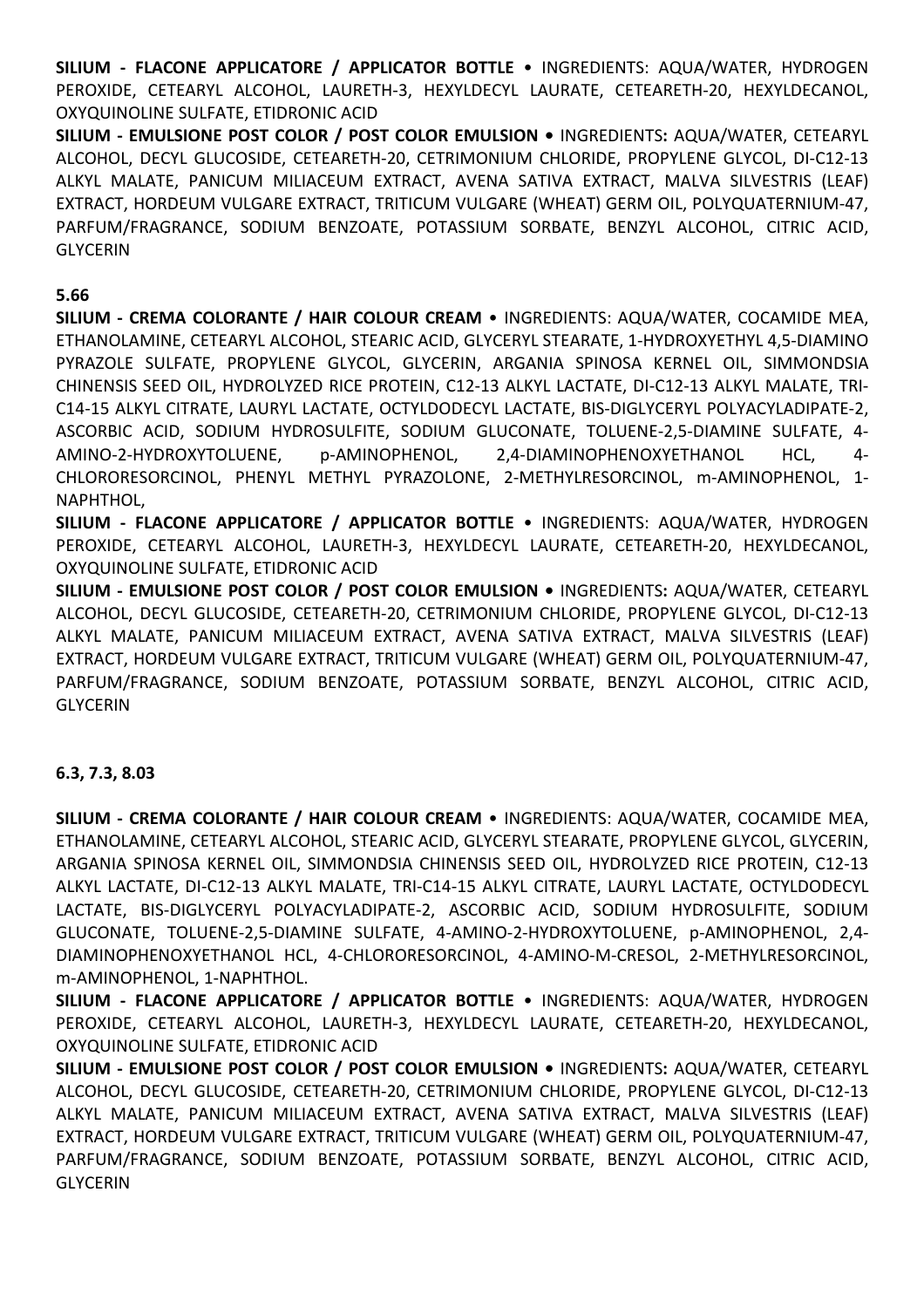**SILIUM - FLACONE APPLICATORE / APPLICATOR BOTTLE** • INGREDIENTS: AQUA/WATER, HYDROGEN PEROXIDE, CETEARYL ALCOHOL, LAURETH-3, HEXYLDECYL LAURATE, CETEARETH-20, HEXYLDECANOL, OXYQUINOLINE SULFATE, ETIDRONIC ACID

**SILIUM - EMULSIONE POST COLOR / POST COLOR EMULSION •** INGREDIENTS**:** AQUA/WATER, CETEARYL ALCOHOL, DECYL GLUCOSIDE, CETEARETH-20, CETRIMONIUM CHLORIDE, PROPYLENE GLYCOL, DI-C12-13 ALKYL MALATE, PANICUM MILIACEUM EXTRACT, AVENA SATIVA EXTRACT, MALVA SILVESTRIS (LEAF) EXTRACT, HORDEUM VULGARE EXTRACT, TRITICUM VULGARE (WHEAT) GERM OIL, POLYQUATERNIUM-47, PARFUM/FRAGRANCE, SODIUM BENZOATE, POTASSIUM SORBATE, BENZYL ALCOHOL, CITRIC ACID, GLYCERIN

**5.66**

**SILIUM - CREMA COLORANTE / HAIR COLOUR CREAM** • INGREDIENTS: AQUA/WATER, COCAMIDE MEA, ETHANOLAMINE, CETEARYL ALCOHOL, STEARIC ACID, GLYCERYL STEARATE, 1-HYDROXYETHYL 4,5-DIAMINO PYRAZOLE SULFATE, PROPYLENE GLYCOL, GLYCERIN, ARGANIA SPINOSA KERNEL OIL, SIMMONDSIA CHINENSIS SEED OIL, HYDROLYZED RICE PROTEIN, C12-13 ALKYL LACTATE, DI-C12-13 ALKYL MALATE, TRI-C14-15 ALKYL CITRATE, LAURYL LACTATE, OCTYLDODECYL LACTATE, BIS-DIGLYCERYL POLYACYLADIPATE-2, ASCORBIC ACID, SODIUM HYDROSULFITE, SODIUM GLUCONATE, TOLUENE-2,5-DIAMINE SULFATE, 4-AMINO-2-HYDROXYTOLUENE, p-AMINOPHENOL, 2,4-DIAMINOPHENOXYETHANOL HCL, 4-CHLORORESORCINOL, PHENYL METHYL PYRAZOLONE, 2-METHYLRESORCINOL, m-AMINOPHENOL, 1-NAPHTHOL,

**SILIUM - FLACONE APPLICATORE / APPLICATOR BOTTLE** • INGREDIENTS: AQUA/WATER, HYDROGEN PEROXIDE, CETEARYL ALCOHOL, LAURETH-3, HEXYLDECYL LAURATE, CETEARETH-20, HEXYLDECANOL, OXYQUINOLINE SULFATE, ETIDRONIC ACID

**SILIUM - EMULSIONE POST COLOR / POST COLOR EMULSION •** INGREDIENTS**:** AQUA/WATER, CETEARYL ALCOHOL, DECYL GLUCOSIDE, CETEARETH-20, CETRIMONIUM CHLORIDE, PROPYLENE GLYCOL, DI-C12-13 ALKYL MALATE, PANICUM MILIACEUM EXTRACT, AVENA SATIVA EXTRACT, MALVA SILVESTRIS (LEAF) EXTRACT, HORDEUM VULGARE EXTRACT, TRITICUM VULGARE (WHEAT) GERM OIL, POLYQUATERNIUM-47, PARFUM/FRAGRANCE, SODIUM BENZOATE, POTASSIUM SORBATE, BENZYL ALCOHOL, CITRIC ACID, GLYCERIN

**6.3, 7.3, 8.03**

**SILIUM - CREMA COLORANTE / HAIR COLOUR CREAM** • INGREDIENTS: AQUA/WATER, COCAMIDE MEA, ETHANOLAMINE, CETEARYL ALCOHOL, STEARIC ACID, GLYCERYL STEARATE, PROPYLENE GLYCOL, GLYCERIN, ARGANIA SPINOSA KERNEL OIL, SIMMONDSIA CHINENSIS SEED OIL, HYDROLYZED RICE PROTEIN, C12-13 ALKYL LACTATE, DI-C12-13 ALKYL MALATE, TRI-C14-15 ALKYL CITRATE, LAURYL LACTATE, OCTYLDODECYL LACTATE, BIS-DIGLYCERYL POLYACYLADIPATE-2, ASCORBIC ACID, SODIUM HYDROSULFITE, SODIUM GLUCONATE, TOLUENE-2,5-DIAMINE SULFATE, 4-AMINO-2-HYDROXYTOLUENE, p-AMINOPHENOL, 2,4-DIAMINOPHENOXYETHANOL HCL, 4-CHLORORESORCINOL, 4-AMINO-M-CRESOL, 2-METHYLRESORCINOL, m-AMINOPHENOL, 1-NAPHTHOL.

**SILIUM - FLACONE APPLICATORE / APPLICATOR BOTTLE** • INGREDIENTS: AQUA/WATER, HYDROGEN PEROXIDE, CETEARYL ALCOHOL, LAURETH-3, HEXYLDECYL LAURATE, CETEARETH-20, HEXYLDECANOL, OXYQUINOLINE SULFATE, ETIDRONIC ACID

**SILIUM - EMULSIONE POST COLOR / POST COLOR EMULSION •** INGREDIENTS**:** AQUA/WATER, CETEARYL ALCOHOL, DECYL GLUCOSIDE, CETEARETH-20, CETRIMONIUM CHLORIDE, PROPYLENE GLYCOL, DI-C12-13 ALKYL MALATE, PANICUM MILIACEUM EXTRACT, AVENA SATIVA EXTRACT, MALVA SILVESTRIS (LEAF) EXTRACT, HORDEUM VULGARE EXTRACT, TRITICUM VULGARE (WHEAT) GERM OIL, POLYQUATERNIUM-47, PARFUM/FRAGRANCE, SODIUM BENZOATE, POTASSIUM SORBATE, BENZYL ALCOHOL, CITRIC ACID, GLYCERIN